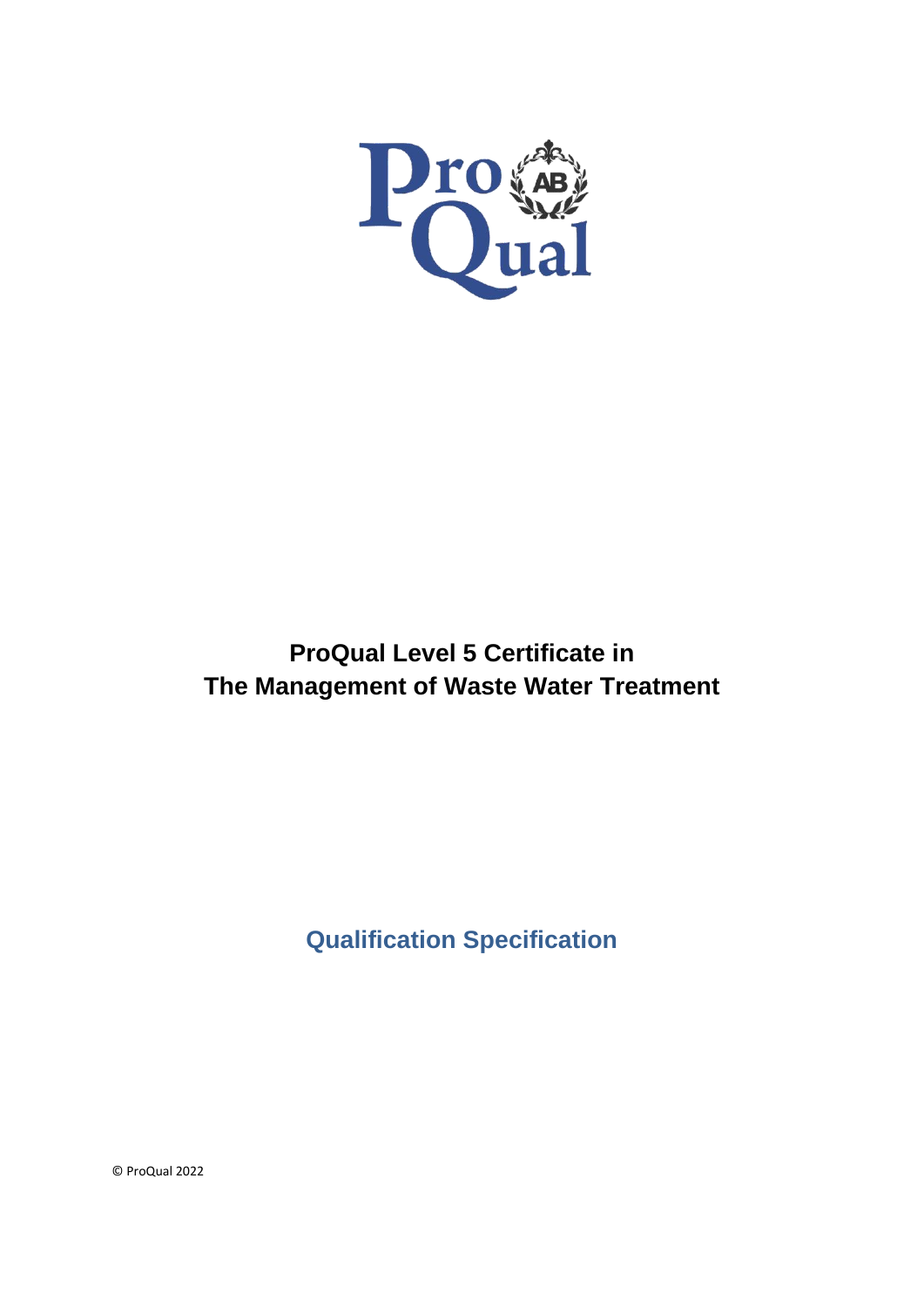# ProQual Level 5 Certificate in The Management of Waste Water Treatment

## Qualification Specification

© ProQual 2022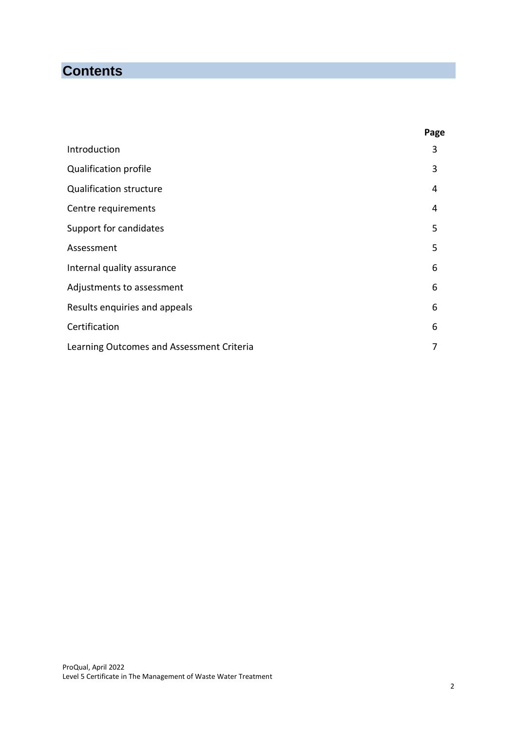# Contents

| | Page |
|---|---|
| Introduction | 3 |
| Qualification profile | 3 |
| Qualification structure | 4 |
| Centre requirements | 4 |
| Support for candidates | 5 |
| Assessment | 5 |
| Internal quality assurance | 6 |
| Adjustments to assessment | 6 |
| Results enquiries and appeals | 6 |
| Certification | 6 |
| Learning Outcomes and Assessment Criteria | 7 |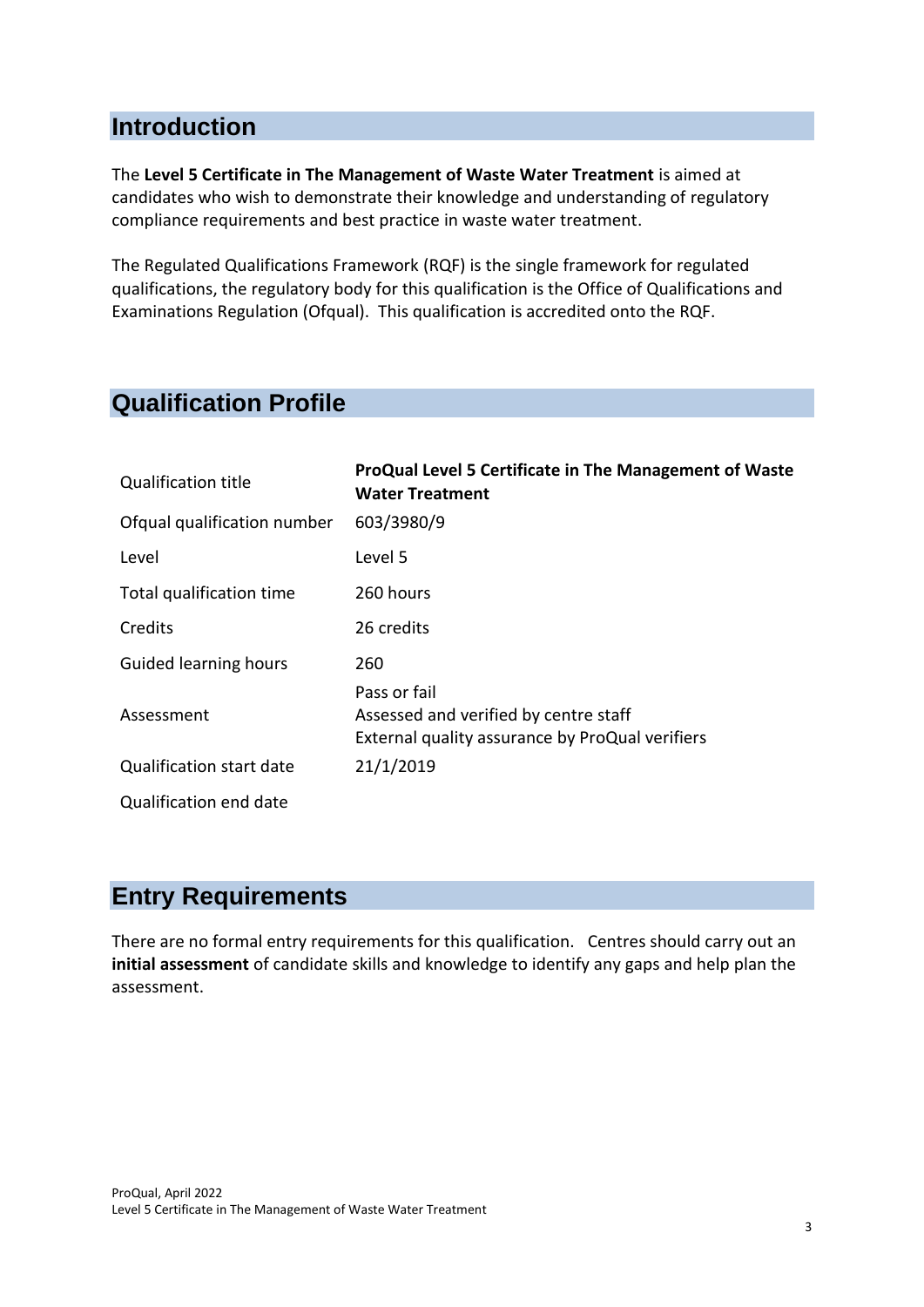## Introduction

The **Level 5 Certificate in The Management of Waste Water Treatment** is aimed at candidates who wish to demonstrate their knowledge and understanding of regulatory compliance requirements and best practice in waste water treatment.

The Regulated Qualifications Framework (RQF) is the single framework for regulated qualifications, the regulatory body for this qualification is the Office of Qualifications and Examinations Regulation (Ofqual). This qualification is accredited onto the RQF.

## Qualification Profile

| | |
|---|---|
| Qualification title | **ProQual Level 5 Certificate in The Management of Waste Water Treatment** |
| Ofqual qualification number | 603/3980/9 |
| Level | Level 5 |
| Total qualification time | 260 hours |
| Credits | 26 credits |
| Guided learning hours | 260 |
| Assessment | Pass or fail<br>Assessed and verified by centre staff<br>External quality assurance by ProQual verifiers |
| Qualification start date | 21/1/2019 |
| Qualification end date | |

## Entry Requirements

There are no formal entry requirements for this qualification. Centres should carry out an **initial assessment** of candidate skills and knowledge to identify any gaps and help plan the assessment.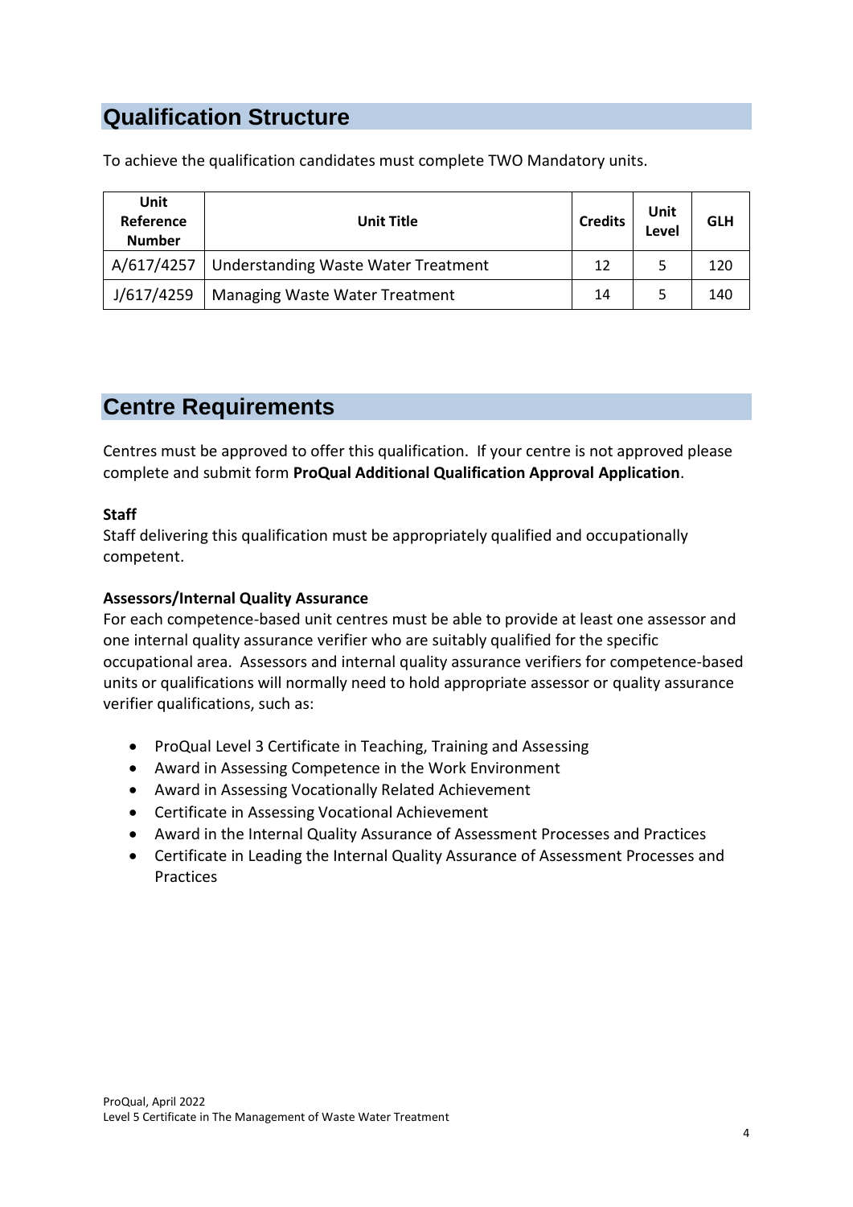## Qualification Structure

To achieve the qualification candidates must complete TWO Mandatory units.

| Unit Reference Number | Unit Title | Credits | Unit Level | GLH |
|---|---|---|---|---|
| A/617/4257 | Understanding Waste Water Treatment | 12 | 5 | 120 |
| J/617/4259 | Managing Waste Water Treatment | 14 | 5 | 140 |

## Centre Requirements

Centres must be approved to offer this qualification. If your centre is not approved please complete and submit form **ProQual Additional Qualification Approval Application**.

**Staff**
Staff delivering this qualification must be appropriately qualified and occupationally competent.

**Assessors/Internal Quality Assurance**
For each competence-based unit centres must be able to provide at least one assessor and one internal quality assurance verifier who are suitably qualified for the specific occupational area. Assessors and internal quality assurance verifiers for competence-based units or qualifications will normally need to hold appropriate assessor or quality assurance verifier qualifications, such as:

- ProQual Level 3 Certificate in Teaching, Training and Assessing
- Award in Assessing Competence in the Work Environment
- Award in Assessing Vocationally Related Achievement
- Certificate in Assessing Vocational Achievement
- Award in the Internal Quality Assurance of Assessment Processes and Practices
- Certificate in Leading the Internal Quality Assurance of Assessment Processes and Practices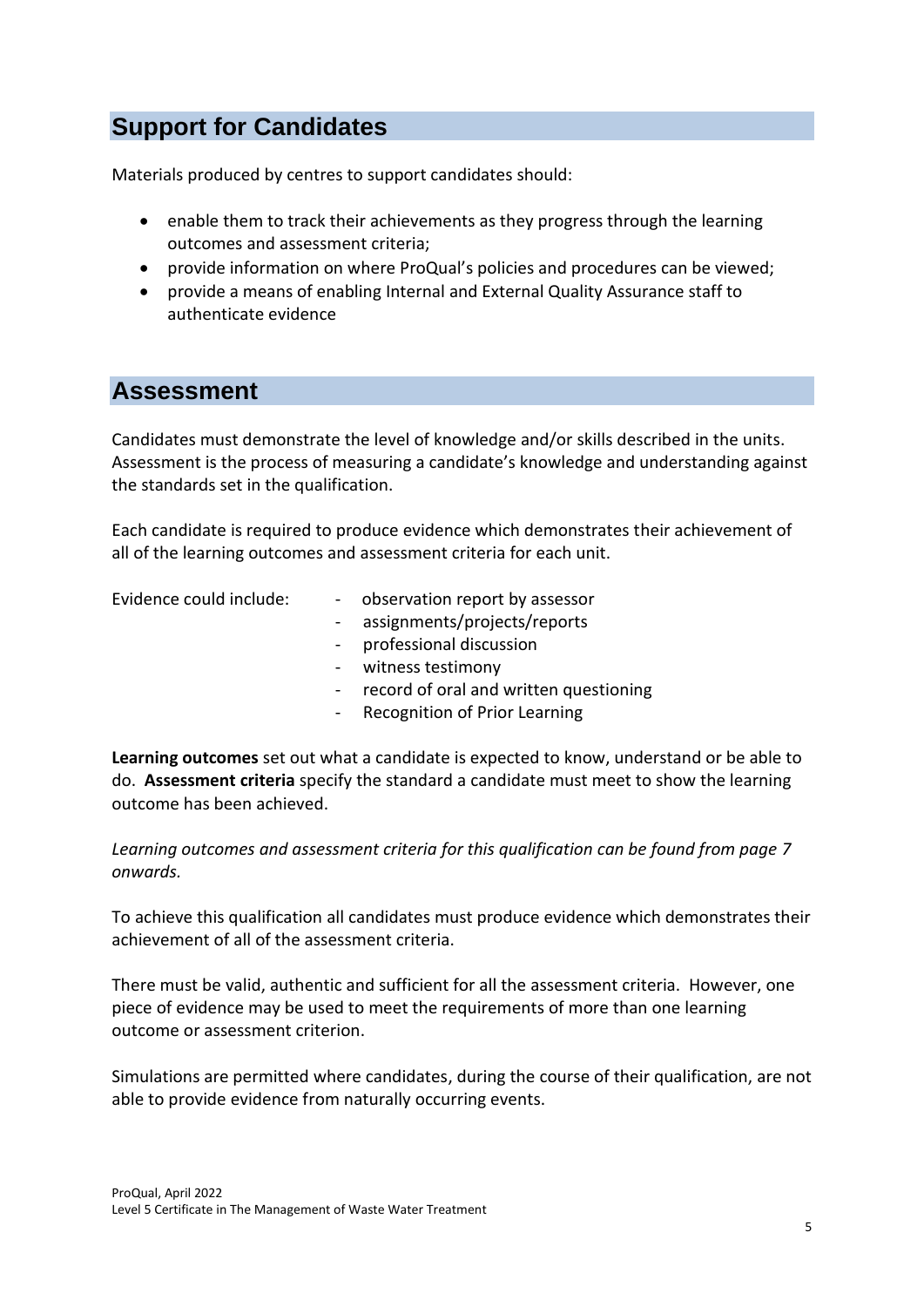## Support for Candidates

Materials produced by centres to support candidates should:

- enable them to track their achievements as they progress through the learning outcomes and assessment criteria;
- provide information on where ProQual's policies and procedures can be viewed;
- provide a means of enabling Internal and External Quality Assurance staff to authenticate evidence

## Assessment

Candidates must demonstrate the level of knowledge and/or skills described in the units. Assessment is the process of measuring a candidate's knowledge and understanding against the standards set in the qualification.

Each candidate is required to produce evidence which demonstrates their achievement of all of the learning outcomes and assessment criteria for each unit.

Evidence could include:

- observation report by assessor
- assignments/projects/reports
- professional discussion
- witness testimony
- record of oral and written questioning
- Recognition of Prior Learning

**Learning outcomes** set out what a candidate is expected to know, understand or be able to do. **Assessment criteria** specify the standard a candidate must meet to show the learning outcome has been achieved.

*Learning outcomes and assessment criteria for this qualification can be found from page 7 onwards.*

To achieve this qualification all candidates must produce evidence which demonstrates their achievement of all of the assessment criteria.

There must be valid, authentic and sufficient for all the assessment criteria. However, one piece of evidence may be used to meet the requirements of more than one learning outcome or assessment criterion.

Simulations are permitted where candidates, during the course of their qualification, are not able to provide evidence from naturally occurring events.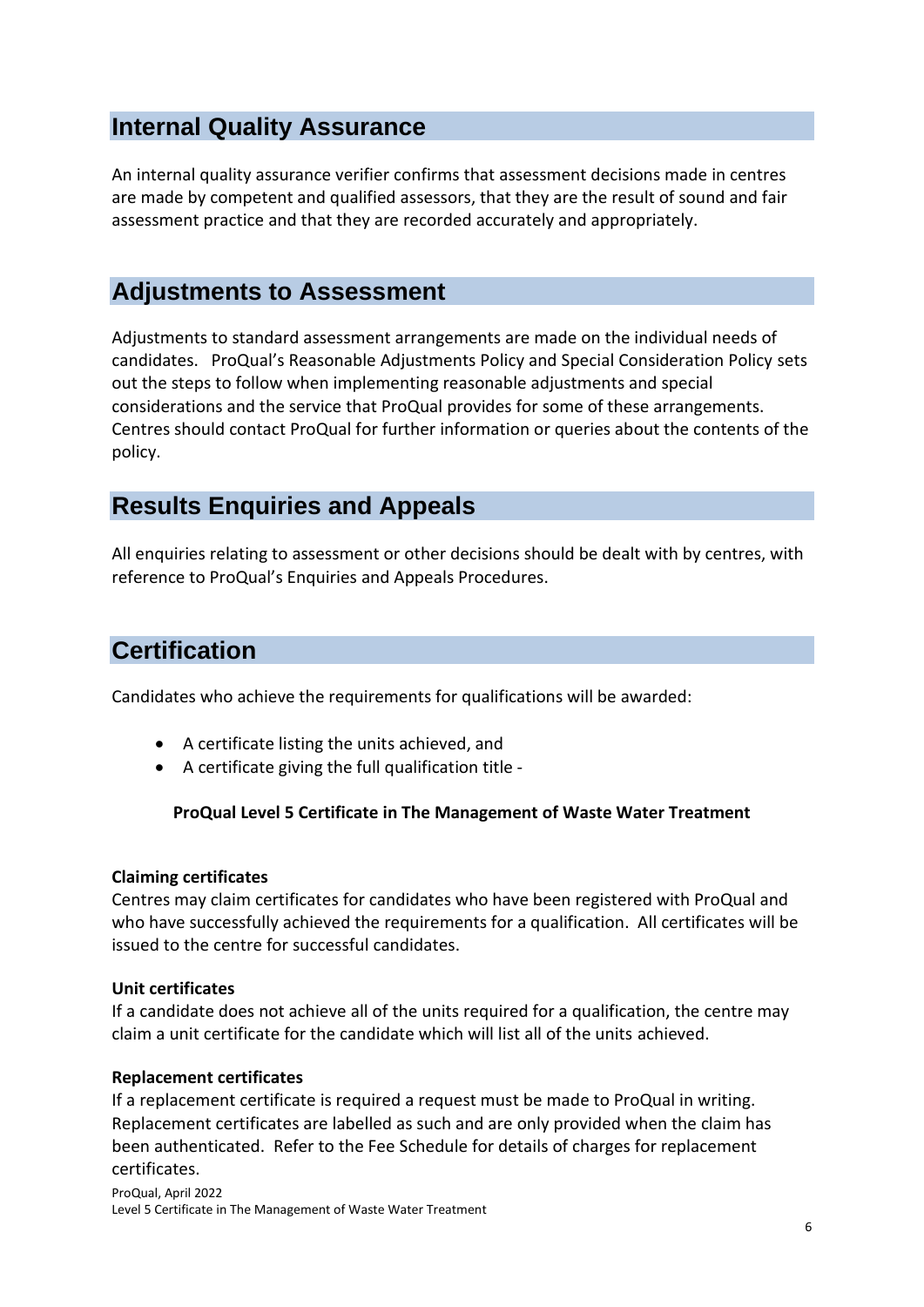## Internal Quality Assurance

An internal quality assurance verifier confirms that assessment decisions made in centres are made by competent and qualified assessors, that they are the result of sound and fair assessment practice and that they are recorded accurately and appropriately.

## Adjustments to Assessment

Adjustments to standard assessment arrangements are made on the individual needs of candidates. ProQual's Reasonable Adjustments Policy and Special Consideration Policy sets out the steps to follow when implementing reasonable adjustments and special considerations and the service that ProQual provides for some of these arrangements. Centres should contact ProQual for further information or queries about the contents of the policy.

## Results Enquiries and Appeals

All enquiries relating to assessment or other decisions should be dealt with by centres, with reference to ProQual's Enquiries and Appeals Procedures.

## Certification

Candidates who achieve the requirements for qualifications will be awarded:

- A certificate listing the units achieved, and
- A certificate giving the full qualification title -

**ProQual Level 5 Certificate in The Management of Waste Water Treatment**

**Claiming certificates**
Centres may claim certificates for candidates who have been registered with ProQual and who have successfully achieved the requirements for a qualification. All certificates will be issued to the centre for successful candidates.

**Unit certificates**
If a candidate does not achieve all of the units required for a qualification, the centre may claim a unit certificate for the candidate which will list all of the units achieved.

**Replacement certificates**
If a replacement certificate is required a request must be made to ProQual in writing. Replacement certificates are labelled as such and are only provided when the claim has been authenticated. Refer to the Fee Schedule for details of charges for replacement certificates.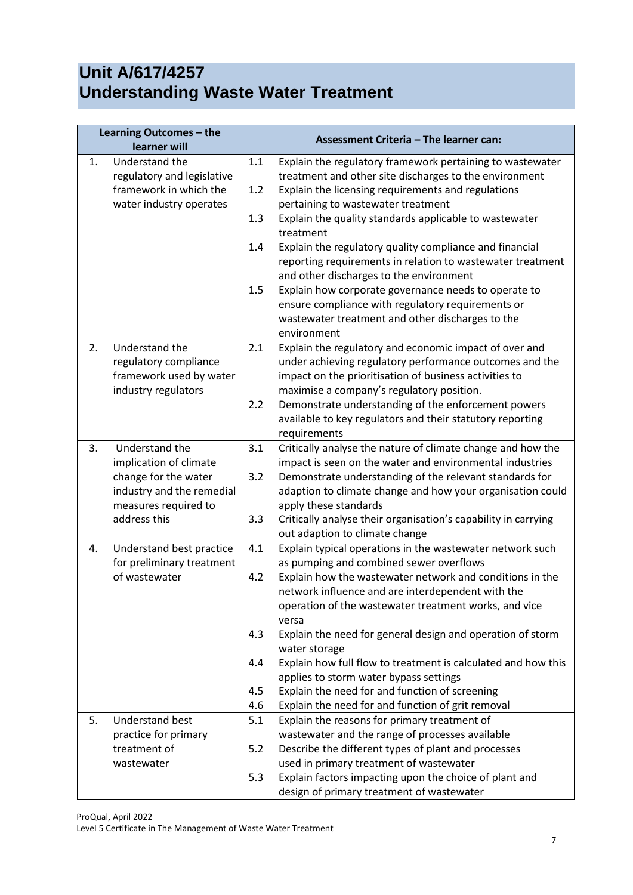# Unit A/617/4257
# Understanding Waste Water Treatment

| Learning Outcomes – the learner will | | Assessment Criteria – The learner can: | |
|---|---|---|---|
| 1. | Understand the regulatory and legislative framework in which the water industry operates | 1.1 | Explain the regulatory framework pertaining to wastewater treatment and other site discharges to the environment |
| | | 1.2 | Explain the licensing requirements and regulations pertaining to wastewater treatment |
| | | 1.3 | Explain the quality standards applicable to wastewater treatment |
| | | 1.4 | Explain the regulatory quality compliance and financial reporting requirements in relation to wastewater treatment and other discharges to the environment |
| | | 1.5 | Explain how corporate governance needs to operate to ensure compliance with regulatory requirements or wastewater treatment and other discharges to the environment |
| 2. | Understand the regulatory compliance framework used by water industry regulators | 2.1 | Explain the regulatory and economic impact of over and under achieving regulatory performance outcomes and the impact on the prioritisation of business activities to maximise a company's regulatory position. |
| | | 2.2 | Demonstrate understanding of the enforcement powers available to key regulators and their statutory reporting requirements |
| 3. | Understand the implication of climate change for the water industry and the remedial measures required to address this | 3.1 | Critically analyse the nature of climate change and how the impact is seen on the water and environmental industries |
| | | 3.2 | Demonstrate understanding of the relevant standards for adaption to climate change and how your organisation could apply these standards |
| | | 3.3 | Critically analyse their organisation's capability in carrying out adaption to climate change |
| 4. | Understand best practice for preliminary treatment of wastewater | 4.1 | Explain typical operations in the wastewater network such as pumping and combined sewer overflows |
| | | 4.2 | Explain how the wastewater network and conditions in the network influence and are interdependent with the operation of the wastewater treatment works, and vice versa |
| | | 4.3 | Explain the need for general design and operation of storm water storage |
| | | 4.4 | Explain how full flow to treatment is calculated and how this applies to storm water bypass settings |
| | | 4.5 | Explain the need for and function of screening |
| | | 4.6 | Explain the need for and function of grit removal |
| 5. | Understand best practice for primary treatment of wastewater | 5.1 | Explain the reasons for primary treatment of wastewater and the range of processes available |
| | | 5.2 | Describe the different types of plant and processes used in primary treatment of wastewater |
| | | 5.3 | Explain factors impacting upon the choice of plant and design of primary treatment of wastewater |

ProQual, April 2022
Level 5 Certificate in The Management of Waste Water Treatment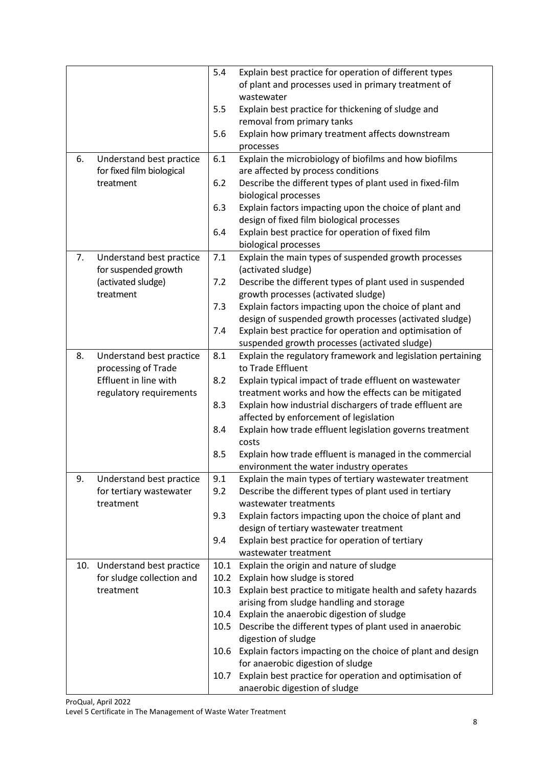| | | | |
|---|---|---|---|
| | | 5.4 | Explain best practice for operation of different types of plant and processes used in primary treatment of wastewater |
| | | 5.5 | Explain best practice for thickening of sludge and removal from primary tanks |
| | | 5.6 | Explain how primary treatment affects downstream processes |
| 6. | Understand best practice for fixed film biological treatment | 6.1 | Explain the microbiology of biofilms and how biofilms are affected by process conditions |
| | | 6.2 | Describe the different types of plant used in fixed-film biological processes |
| | | 6.3 | Explain factors impacting upon the choice of plant and design of fixed film biological processes |
| | | 6.4 | Explain best practice for operation of fixed film biological processes |
| 7. | Understand best practice for suspended growth (activated sludge) treatment | 7.1 | Explain the main types of suspended growth processes (activated sludge) |
| | | 7.2 | Describe the different types of plant used in suspended growth processes (activated sludge) |
| | | 7.3 | Explain factors impacting upon the choice of plant and design of suspended growth processes (activated sludge) |
| | | 7.4 | Explain best practice for operation and optimisation of suspended growth processes (activated sludge) |
| 8. | Understand best practice processing of Trade Effluent in line with regulatory requirements | 8.1 | Explain the regulatory framework and legislation pertaining to Trade Effluent |
| | | 8.2 | Explain typical impact of trade effluent on wastewater treatment works and how the effects can be mitigated |
| | | 8.3 | Explain how industrial dischargers of trade effluent are affected by enforcement of legislation |
| | | 8.4 | Explain how trade effluent legislation governs treatment costs |
| | | 8.5 | Explain how trade effluent is managed in the commercial environment the water industry operates |
| 9. | Understand best practice for tertiary wastewater treatment | 9.1 | Explain the main types of tertiary wastewater treatment |
| | | 9.2 | Describe the different types of plant used in tertiary wastewater treatments |
| | | 9.3 | Explain factors impacting upon the choice of plant and design of tertiary wastewater treatment |
| | | 9.4 | Explain best practice for operation of tertiary wastewater treatment |
| 10. | Understand best practice for sludge collection and treatment | 10.1 | Explain the origin and nature of sludge |
| | | 10.2 | Explain how sludge is stored |
| | | 10.3 | Explain best practice to mitigate health and safety hazards arising from sludge handling and storage |
| | | 10.4 | Explain the anaerobic digestion of sludge |
| | | 10.5 | Describe the different types of plant used in anaerobic digestion of sludge |
| | | 10.6 | Explain factors impacting on the choice of plant and design for anaerobic digestion of sludge |
| | | 10.7 | Explain best practice for operation and optimisation of anaerobic digestion of sludge |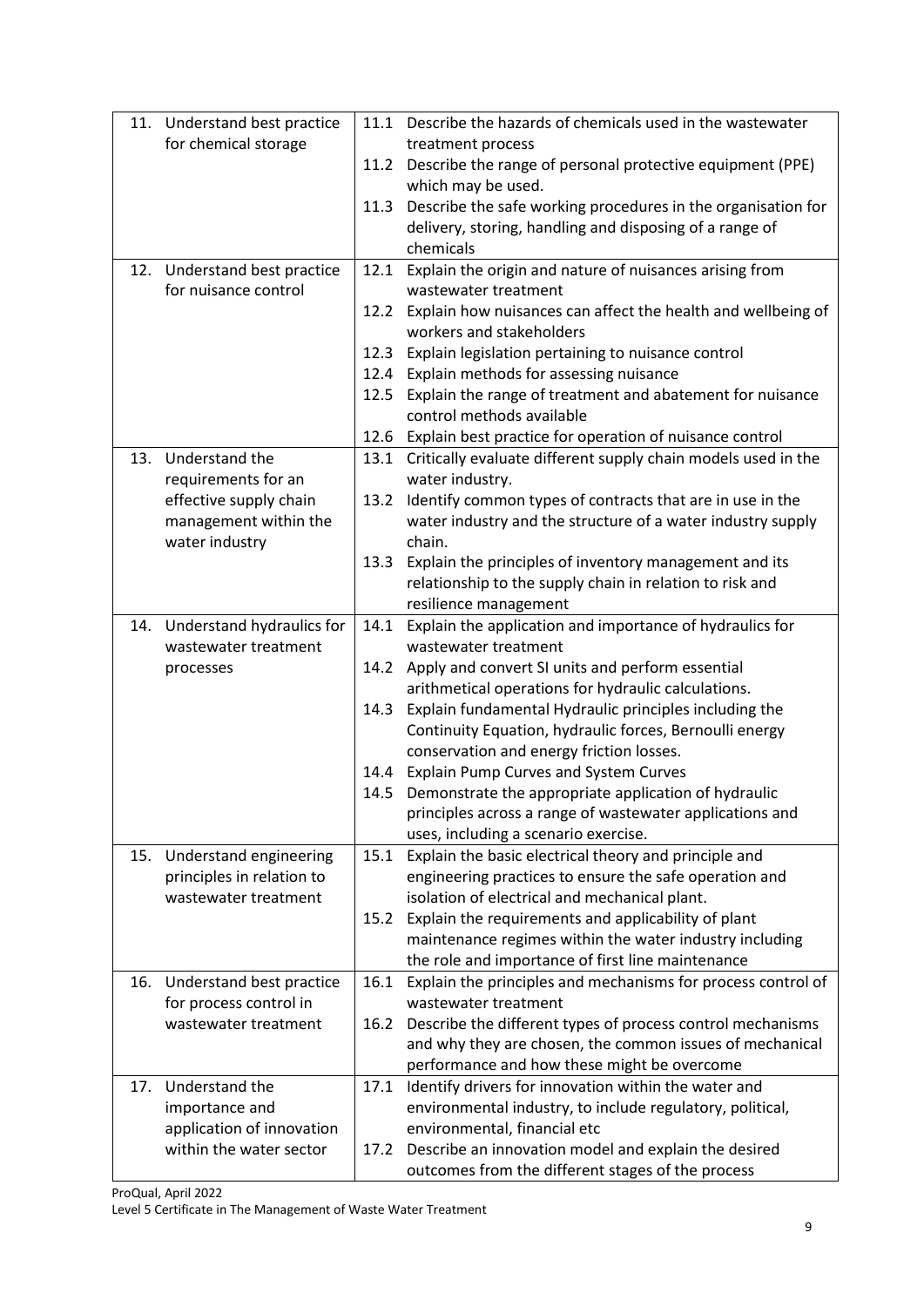| | | | |
|---|---|---|---|
| 11. | Understand best practice for chemical storage | 11.1 | Describe the hazards of chemicals used in the wastewater treatment process |
| | | 11.2 | Describe the range of personal protective equipment (PPE) which may be used. |
| | | 11.3 | Describe the safe working procedures in the organisation for delivery, storing, handling and disposing of a range of chemicals |
| 12. | Understand best practice for nuisance control | 12.1 | Explain the origin and nature of nuisances arising from wastewater treatment |
| | | 12.2 | Explain how nuisances can affect the health and wellbeing of workers and stakeholders |
| | | 12.3 | Explain legislation pertaining to nuisance control |
| | | 12.4 | Explain methods for assessing nuisance |
| | | 12.5 | Explain the range of treatment and abatement for nuisance control methods available |
| | | 12.6 | Explain best practice for operation of nuisance control |
| 13. | Understand the requirements for an effective supply chain management within the water industry | 13.1 | Critically evaluate different supply chain models used in the water industry. |
| | | 13.2 | Identify common types of contracts that are in use in the water industry and the structure of a water industry supply chain. |
| | | 13.3 | Explain the principles of inventory management and its relationship to the supply chain in relation to risk and resilience management |
| 14. | Understand hydraulics for wastewater treatment processes | 14.1 | Explain the application and importance of hydraulics for wastewater treatment |
| | | 14.2 | Apply and convert SI units and perform essential arithmetical operations for hydraulic calculations. |
| | | 14.3 | Explain fundamental Hydraulic principles including the Continuity Equation, hydraulic forces, Bernoulli energy conservation and energy friction losses. |
| | | 14.4 | Explain Pump Curves and System Curves |
| | | 14.5 | Demonstrate the appropriate application of hydraulic principles across a range of wastewater applications and uses, including a scenario exercise. |
| 15. | Understand engineering principles in relation to wastewater treatment | 15.1 | Explain the basic electrical theory and principle and engineering practices to ensure the safe operation and isolation of electrical and mechanical plant. |
| | | 15.2 | Explain the requirements and applicability of plant maintenance regimes within the water industry including the role and importance of first line maintenance |
| 16. | Understand best practice for process control in wastewater treatment | 16.1 | Explain the principles and mechanisms for process control of wastewater treatment |
| | | 16.2 | Describe the different types of process control mechanisms and why they are chosen, the common issues of mechanical performance and how these might be overcome |
| 17. | Understand the importance and application of innovation within the water sector | 17.1 | Identify drivers for innovation within the water and environmental industry, to include regulatory, political, environmental, financial etc |
| | | 17.2 | Describe an innovation model and explain the desired outcomes from the different stages of the process |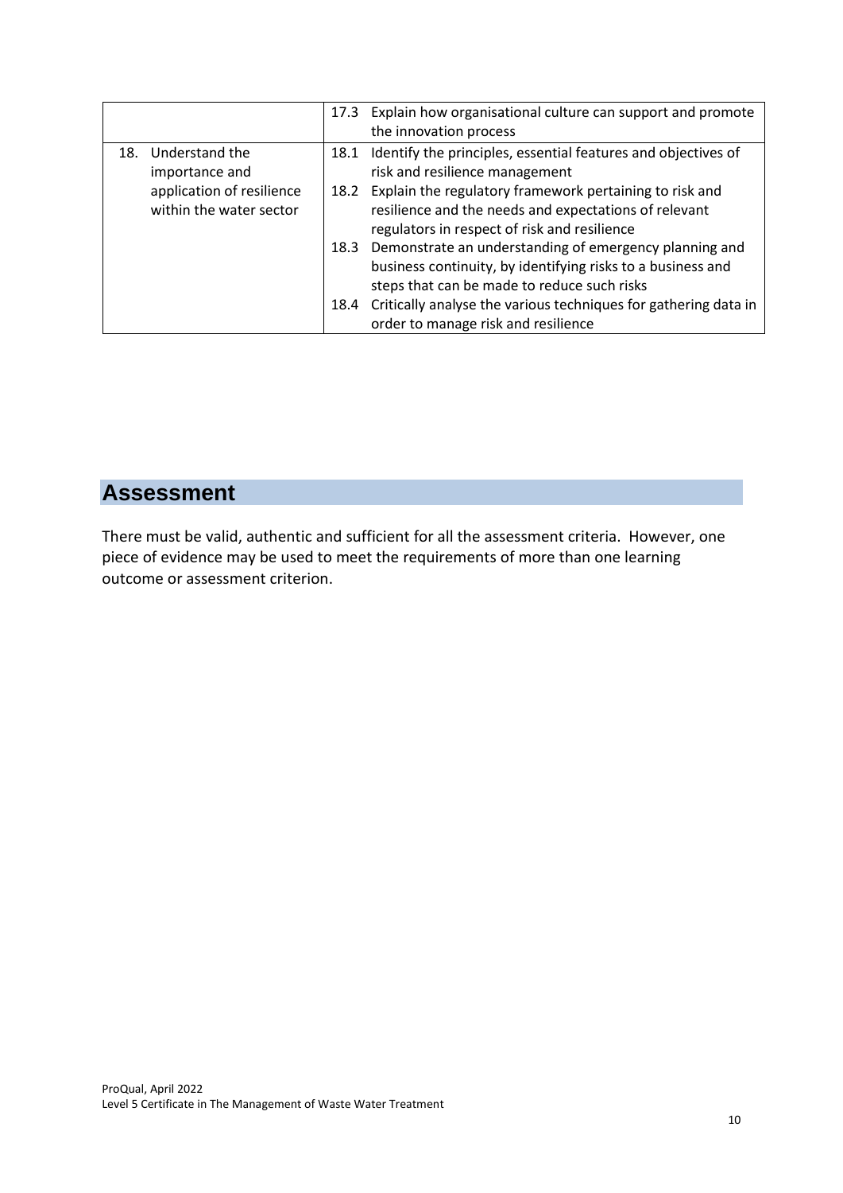| | |
|---|---|
| | 17.3 Explain how organisational culture can support and promote the innovation process |
| 18. Understand the importance and application of resilience within the water sector | 18.1 Identify the principles, essential features and objectives of risk and resilience management<br>18.2 Explain the regulatory framework pertaining to risk and resilience and the needs and expectations of relevant regulators in respect of risk and resilience<br>18.3 Demonstrate an understanding of emergency planning and business continuity, by identifying risks to a business and steps that can be made to reduce such risks<br>18.4 Critically analyse the various techniques for gathering data in order to manage risk and resilience |

## Assessment

There must be valid, authentic and sufficient for all the assessment criteria. However, one piece of evidence may be used to meet the requirements of more than one learning outcome or assessment criterion.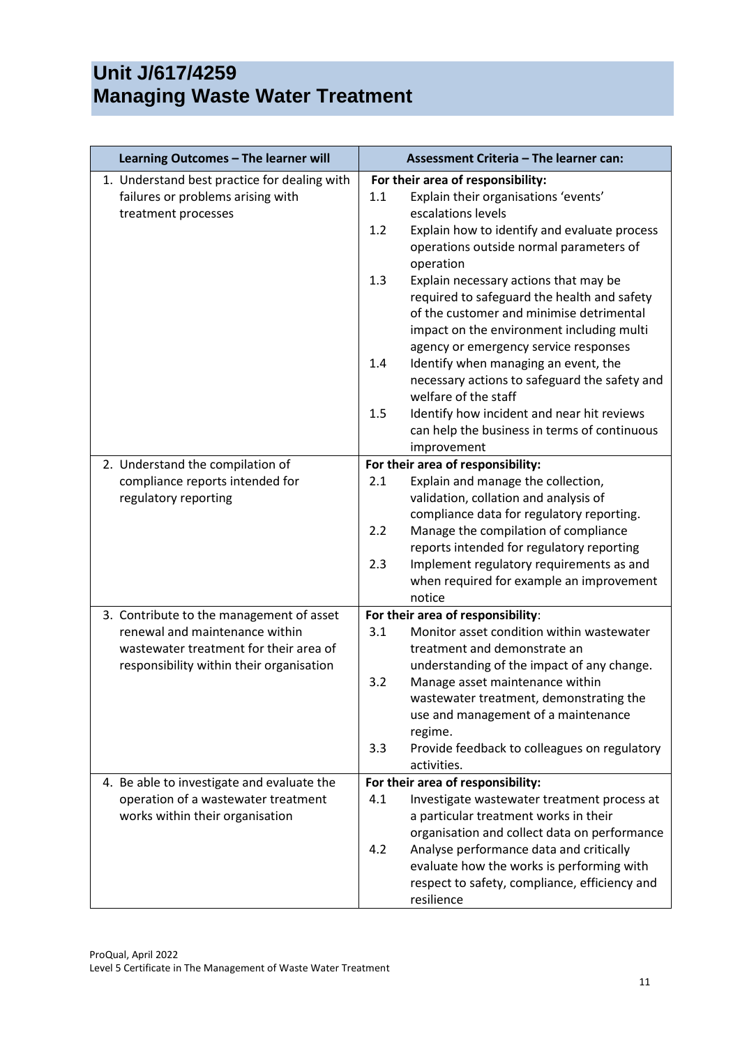# Unit J/617/4259
# Managing Waste Water Treatment

| Learning Outcomes – The learner will | Assessment Criteria – The learner can: |
| --- | --- |
| 1. Understand best practice for dealing with failures or problems arising with treatment processes | **For their area of responsibility:**<br>1.1 Explain their organisations 'events' escalations levels<br>1.2 Explain how to identify and evaluate process operations outside normal parameters of operation<br>1.3 Explain necessary actions that may be required to safeguard the health and safety of the customer and minimise detrimental impact on the environment including multi agency or emergency service responses<br>1.4 Identify when managing an event, the necessary actions to safeguard the safety and welfare of the staff<br>1.5 Identify how incident and near hit reviews can help the business in terms of continuous improvement |
| 2. Understand the compilation of compliance reports intended for regulatory reporting | **For their area of responsibility:**<br>2.1 Explain and manage the collection, validation, collation and analysis of compliance data for regulatory reporting.<br>2.2 Manage the compilation of compliance reports intended for regulatory reporting<br>2.3 Implement regulatory requirements as and when required for example an improvement notice |
| 3. Contribute to the management of asset renewal and maintenance within wastewater treatment for their area of responsibility within their organisation | **For their area of responsibility**:<br>3.1 Monitor asset condition within wastewater treatment and demonstrate an understanding of the impact of any change.<br>3.2 Manage asset maintenance within wastewater treatment, demonstrating the use and management of a maintenance regime.<br>3.3 Provide feedback to colleagues on regulatory activities. |
| 4. Be able to investigate and evaluate the operation of a wastewater treatment works within their organisation | **For their area of responsibility:**<br>4.1 Investigate wastewater treatment process at a particular treatment works in their organisation and collect data on performance<br>4.2 Analyse performance data and critically evaluate how the works is performing with respect to safety, compliance, efficiency and resilience |

ProQual, April 2022
Level 5 Certificate in The Management of Waste Water Treatment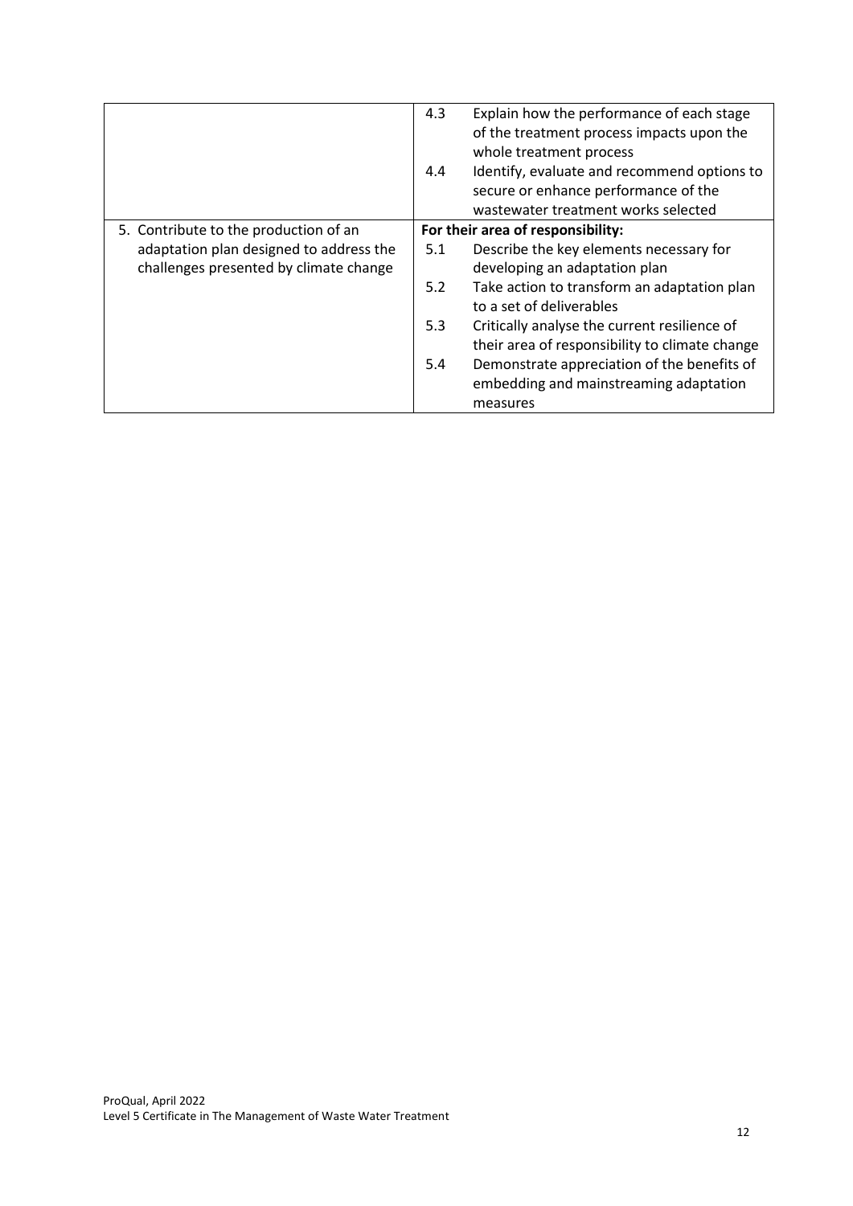| | |
|---|---|
| | 4.3 Explain how the performance of each stage of the treatment process impacts upon the whole treatment process<br>4.4 Identify, evaluate and recommend options to secure or enhance performance of the wastewater treatment works selected |
| 5. Contribute to the production of an adaptation plan designed to address the challenges presented by climate change | **For their area of responsibility:**<br>5.1 Describe the key elements necessary for developing an adaptation plan<br>5.2 Take action to transform an adaptation plan to a set of deliverables<br>5.3 Critically analyse the current resilience of their area of responsibility to climate change<br>5.4 Demonstrate appreciation of the benefits of embedding and mainstreaming adaptation measures |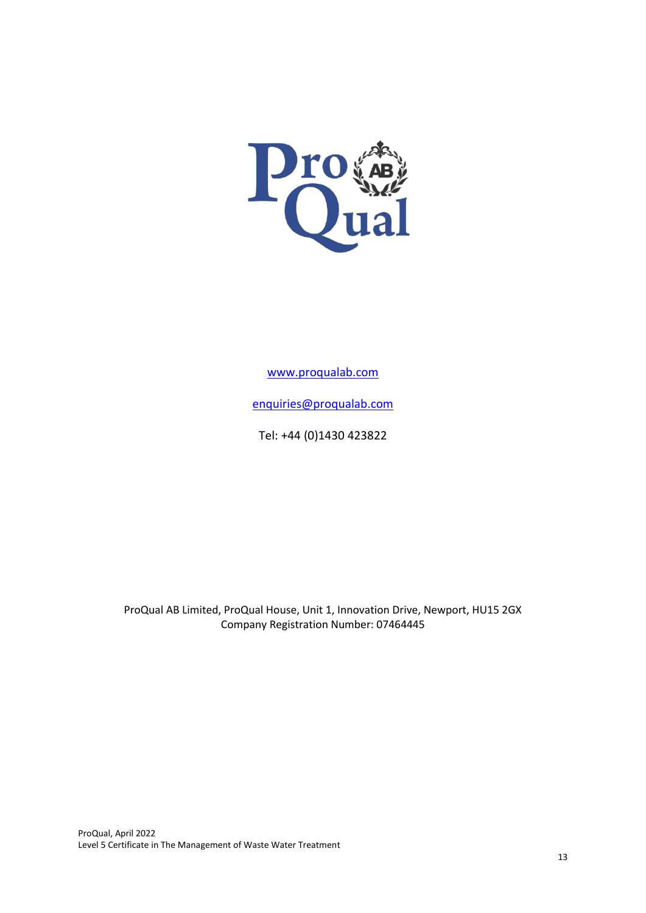www.proqualab.com

enquiries@proqualab.com

Tel: +44 (0)1430 423822

ProQual AB Limited, ProQual House, Unit 1, Innovation Drive, Newport, HU15 2GX
Company Registration Number: 07464445